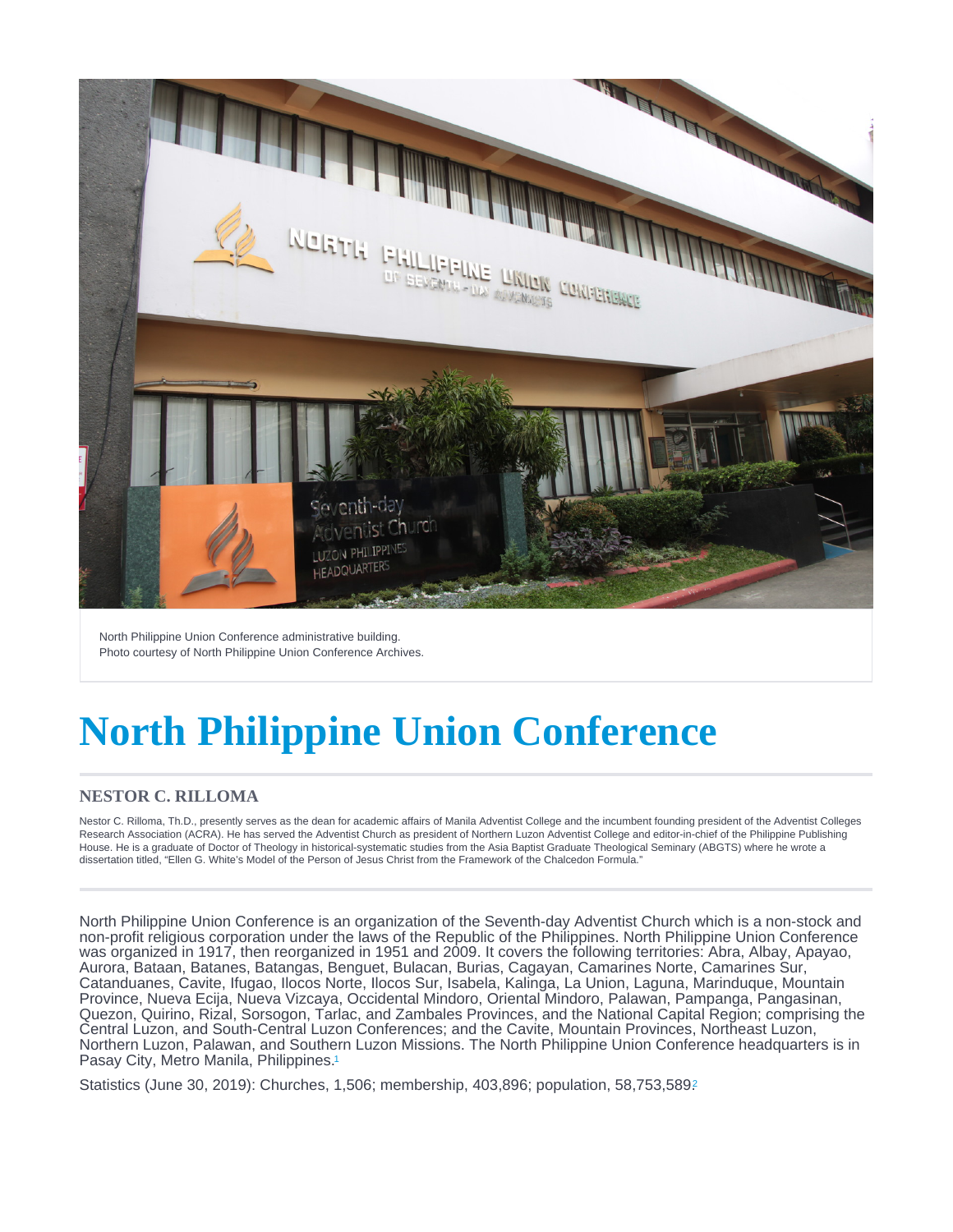North Philippine Union Conference administrative building.
Photo courtesy of North Philippine Union Conference Archives.

# North Philippine Union Conference

## NESTOR C. RILLOMA

Nestor C. Rilloma, Th.D., presently serves as the dean for academic affairs of Manila Adventist College and the incumbent founding president of the Adventist Colleges Research Association (ACRA). He has served the Adventist Church as president of Northern Luzon Adventist College and editor-in-chief of the Philippine Publishing House. He is a graduate of Doctor of Theology in historical-systematic studies from the Asia Baptist Graduate Theological Seminary (ABGTS) where he wrote a dissertation titled, "Ellen G. White's Model of the Person of Jesus Christ from the Framework of the Chalcedon Formula."

North Philippine Union Conference is an organization of the Seventh-day Adventist Church which is a non-stock and non-profit religious corporation under the laws of the Republic of the Philippines. North Philippine Union Conference was organized in 1917, then reorganized in 1951 and 2009. It covers the following territories: Abra, Albay, Apayao, Aurora, Bataan, Batanes, Batangas, Benguet, Bulacan, Burias, Cagayan, Camarines Norte, Camarines Sur, Catanduanes, Cavite, Ifugao, Ilocos Norte, Ilocos Sur, Isabela, Kalinga, La Union, Laguna, Marinduque, Mountain Province, Nueva Ecija, Nueva Vizcaya, Occidental Mindoro, Oriental Mindoro, Palawan, Pampanga, Pangasinan, Quezon, Quirino, Rizal, Sorsogon, Tarlac, and Zambales Provinces, and the National Capital Region; comprising the Central Luzon, and South-Central Luzon Conferences; and the Cavite, Mountain Provinces, Northeast Luzon, Northern Luzon, Palawan, and Southern Luzon Missions. The North Philippine Union Conference headquarters is in Pasay City, Metro Manila, Philippines.[1]

Statistics (June 30, 2019): Churches, 1,506; membership, 403,896; population, 58,753,589.[2]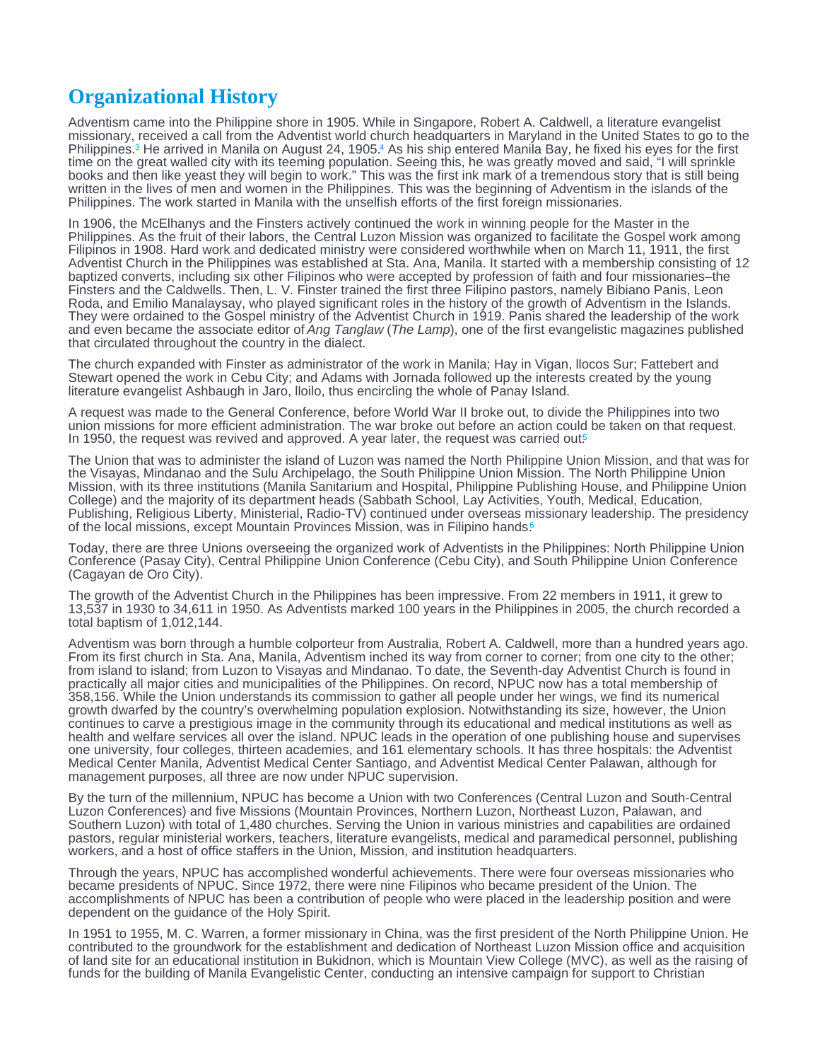## Organizational History

Adventism came into the Philippine shore in 1905. While in Singapore, Robert A. Caldwell, a literature evangelist missionary, received a call from the Adventist world church headquarters in Maryland in the United States to go to the Philippines.[3] He arrived in Manila on August 24, 1905.[4] As his ship entered Manila Bay, he fixed his eyes for the first time on the great walled city with its teeming population. Seeing this, he was greatly moved and said, "I will sprinkle books and then like yeast they will begin to work." This was the first ink mark of a tremendous story that is still being written in the lives of men and women in the Philippines. This was the beginning of Adventism in the islands of the Philippines. The work started in Manila with the unselfish efforts of the first foreign missionaries.

In 1906, the McElhanys and the Finsters actively continued the work in winning people for the Master in the Philippines. As the fruit of their labors, the Central Luzon Mission was organized to facilitate the Gospel work among Filipinos in 1908. Hard work and dedicated ministry were considered worthwhile when on March 11, 1911, the first Adventist Church in the Philippines was established at Sta. Ana, Manila. It started with a membership consisting of 12 baptized converts, including six other Filipinos who were accepted by profession of faith and four missionaries–the Finsters and the Caldwells. Then, L. V. Finster trained the first three Filipino pastors, namely Bibiano Panis, Leon Roda, and Emilio Manalaysay, who played significant roles in the history of the growth of Adventism in the Islands. They were ordained to the Gospel ministry of the Adventist Church in 1919. Panis shared the leadership of the work and even became the associate editor of *Ang Tanglaw* (*The Lamp*), one of the first evangelistic magazines published that circulated throughout the country in the dialect.

The church expanded with Finster as administrator of the work in Manila; Hay in Vigan, Ilocos Sur; Fattebert and Stewart opened the work in Cebu City; and Adams with Jornada followed up the interests created by the young literature evangelist Ashbaugh in Jaro, Iloilo, thus encircling the whole of Panay Island.

A request was made to the General Conference, before World War II broke out, to divide the Philippines into two union missions for more efficient administration. The war broke out before an action could be taken on that request. In 1950, the request was revived and approved. A year later, the request was carried out.[5]

The Union that was to administer the island of Luzon was named the North Philippine Union Mission, and that was for the Visayas, Mindanao and the Sulu Archipelago, the South Philippine Union Mission. The North Philippine Union Mission, with its three institutions (Manila Sanitarium and Hospital, Philippine Publishing House, and Philippine Union College) and the majority of its department heads (Sabbath School, Lay Activities, Youth, Medical, Education, Publishing, Religious Liberty, Ministerial, Radio-TV) continued under overseas missionary leadership. The presidency of the local missions, except Mountain Provinces Mission, was in Filipino hands.[6]

Today, there are three Unions overseeing the organized work of Adventists in the Philippines: North Philippine Union Conference (Pasay City), Central Philippine Union Conference (Cebu City), and South Philippine Union Conference (Cagayan de Oro City).

The growth of the Adventist Church in the Philippines has been impressive. From 22 members in 1911, it grew to 13,537 in 1930 to 34,611 in 1950. As Adventists marked 100 years in the Philippines in 2005, the church recorded a total baptism of 1,012,144.

Adventism was born through a humble colporteur from Australia, Robert A. Caldwell, more than a hundred years ago. From its first church in Sta. Ana, Manila, Adventism inched its way from corner to corner; from one city to the other; from island to island; from Luzon to Visayas and Mindanao. To date, the Seventh-day Adventist Church is found in practically all major cities and municipalities of the Philippines. On record, NPUC now has a total membership of 358,156. While the Union understands its commission to gather all people under her wings, we find its numerical growth dwarfed by the country's overwhelming population explosion. Notwithstanding its size, however, the Union continues to carve a prestigious image in the community through its educational and medical institutions as well as health and welfare services all over the island. NPUC leads in the operation of one publishing house and supervises one university, four colleges, thirteen academies, and 161 elementary schools. It has three hospitals: the Adventist Medical Center Manila, Adventist Medical Center Santiago, and Adventist Medical Center Palawan, although for management purposes, all three are now under NPUC supervision.

By the turn of the millennium, NPUC has become a Union with two Conferences (Central Luzon and South-Central Luzon Conferences) and five Missions (Mountain Provinces, Northern Luzon, Northeast Luzon, Palawan, and Southern Luzon) with total of 1,480 churches. Serving the Union in various ministries and capabilities are ordained pastors, regular ministerial workers, teachers, literature evangelists, medical and paramedical personnel, publishing workers, and a host of office staffers in the Union, Mission, and institution headquarters.

Through the years, NPUC has accomplished wonderful achievements. There were four overseas missionaries who became presidents of NPUC. Since 1972, there were nine Filipinos who became president of the Union. The accomplishments of NPUC has been a contribution of people who were placed in the leadership position and were dependent on the guidance of the Holy Spirit.

In 1951 to 1955, M. C. Warren, a former missionary in China, was the first president of the North Philippine Union. He contributed to the groundwork for the establishment and dedication of Northeast Luzon Mission office and acquisition of land site for an educational institution in Bukidnon, which is Mountain View College (MVC), as well as the raising of funds for the building of Manila Evangelistic Center, conducting an intensive campaign for support to Christian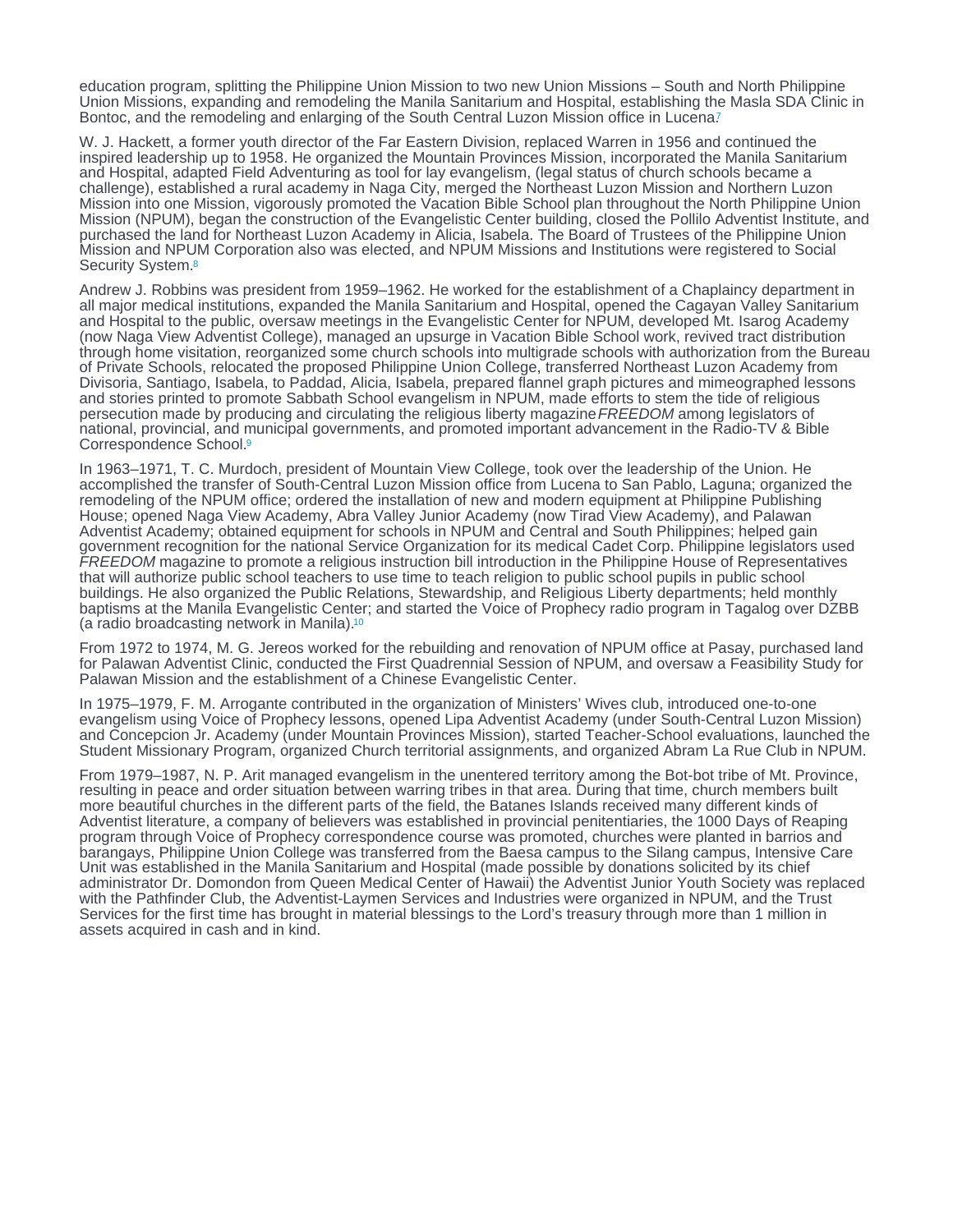education program, splitting the Philippine Union Mission to two new Union Missions – South and North Philippine Union Missions, expanding and remodeling the Manila Sanitarium and Hospital, establishing the Masla SDA Clinic in Bontoc, and the remodeling and enlarging of the South Central Luzon Mission office in Lucena.[7]

W. J. Hackett, a former youth director of the Far Eastern Division, replaced Warren in 1956 and continued the inspired leadership up to 1958. He organized the Mountain Provinces Mission, incorporated the Manila Sanitarium and Hospital, adapted Field Adventuring as tool for lay evangelism, (legal status of church schools became a challenge), established a rural academy in Naga City, merged the Northeast Luzon Mission and Northern Luzon Mission into one Mission, vigorously promoted the Vacation Bible School plan throughout the North Philippine Union Mission (NPUM), began the construction of the Evangelistic Center building, closed the Pollilo Adventist Institute, and purchased the land for Northeast Luzon Academy in Alicia, Isabela. The Board of Trustees of the Philippine Union Mission and NPUM Corporation also was elected, and NPUM Missions and Institutions were registered to Social Security System.[8]

Andrew J. Robbins was president from 1959–1962. He worked for the establishment of a Chaplaincy department in all major medical institutions, expanded the Manila Sanitarium and Hospital, opened the Cagayan Valley Sanitarium and Hospital to the public, oversaw meetings in the Evangelistic Center for NPUM, developed Mt. Isarog Academy (now Naga View Adventist College), managed an upsurge in Vacation Bible School work, revived tract distribution through home visitation, reorganized some church schools into multigrade schools with authorization from the Bureau of Private Schools, relocated the proposed Philippine Union College, transferred Northeast Luzon Academy from Divisoria, Santiago, Isabela, to Paddad, Alicia, Isabela, prepared flannel graph pictures and mimeographed lessons and stories printed to promote Sabbath School evangelism in NPUM, made efforts to stem the tide of religious persecution made by producing and circulating the religious liberty magazine *FREEDOM* among legislators of national, provincial, and municipal governments, and promoted important advancement in the Radio-TV & Bible Correspondence School.[9]

In 1963–1971, T. C. Murdoch, president of Mountain View College, took over the leadership of the Union. He accomplished the transfer of South-Central Luzon Mission office from Lucena to San Pablo, Laguna; organized the remodeling of the NPUM office; ordered the installation of new and modern equipment at Philippine Publishing House; opened Naga View Academy, Abra Valley Junior Academy (now Tirad View Academy), and Palawan Adventist Academy; obtained equipment for schools in NPUM and Central and South Philippines; helped gain government recognition for the national Service Organization for its medical Cadet Corp. Philippine legislators used *FREEDOM* magazine to promote a religious instruction bill introduction in the Philippine House of Representatives that will authorize public school teachers to use time to teach religion to public school pupils in public school buildings. He also organized the Public Relations, Stewardship, and Religious Liberty departments; held monthly baptisms at the Manila Evangelistic Center; and started the Voice of Prophecy radio program in Tagalog over DZBB (a radio broadcasting network in Manila).[10]

From 1972 to 1974, M. G. Jereos worked for the rebuilding and renovation of NPUM office at Pasay, purchased land for Palawan Adventist Clinic, conducted the First Quadrennial Session of NPUM, and oversaw a Feasibility Study for Palawan Mission and the establishment of a Chinese Evangelistic Center.

In 1975–1979, F. M. Arrogante contributed in the organization of Ministers' Wives club, introduced one-to-one evangelism using Voice of Prophecy lessons, opened Lipa Adventist Academy (under South-Central Luzon Mission) and Concepcion Jr. Academy (under Mountain Provinces Mission), started Teacher-School evaluations, launched the Student Missionary Program, organized Church territorial assignments, and organized Abram La Rue Club in NPUM.

From 1979–1987, N. P. Arit managed evangelism in the unentered territory among the Bot-bot tribe of Mt. Province, resulting in peace and order situation between warring tribes in that area. During that time, church members built more beautiful churches in the different parts of the field, the Batanes Islands received many different kinds of Adventist literature, a company of believers was established in provincial penitentiaries, the 1000 Days of Reaping program through Voice of Prophecy correspondence course was promoted, churches were planted in barrios and barangays, Philippine Union College was transferred from the Baesa campus to the Silang campus, Intensive Care Unit was established in the Manila Sanitarium and Hospital (made possible by donations solicited by its chief administrator Dr. Domondon from Queen Medical Center of Hawaii) the Adventist Junior Youth Society was replaced with the Pathfinder Club, the Adventist-Laymen Services and Industries were organized in NPUM, and the Trust Services for the first time has brought in material blessings to the Lord's treasury through more than 1 million in assets acquired in cash and in kind.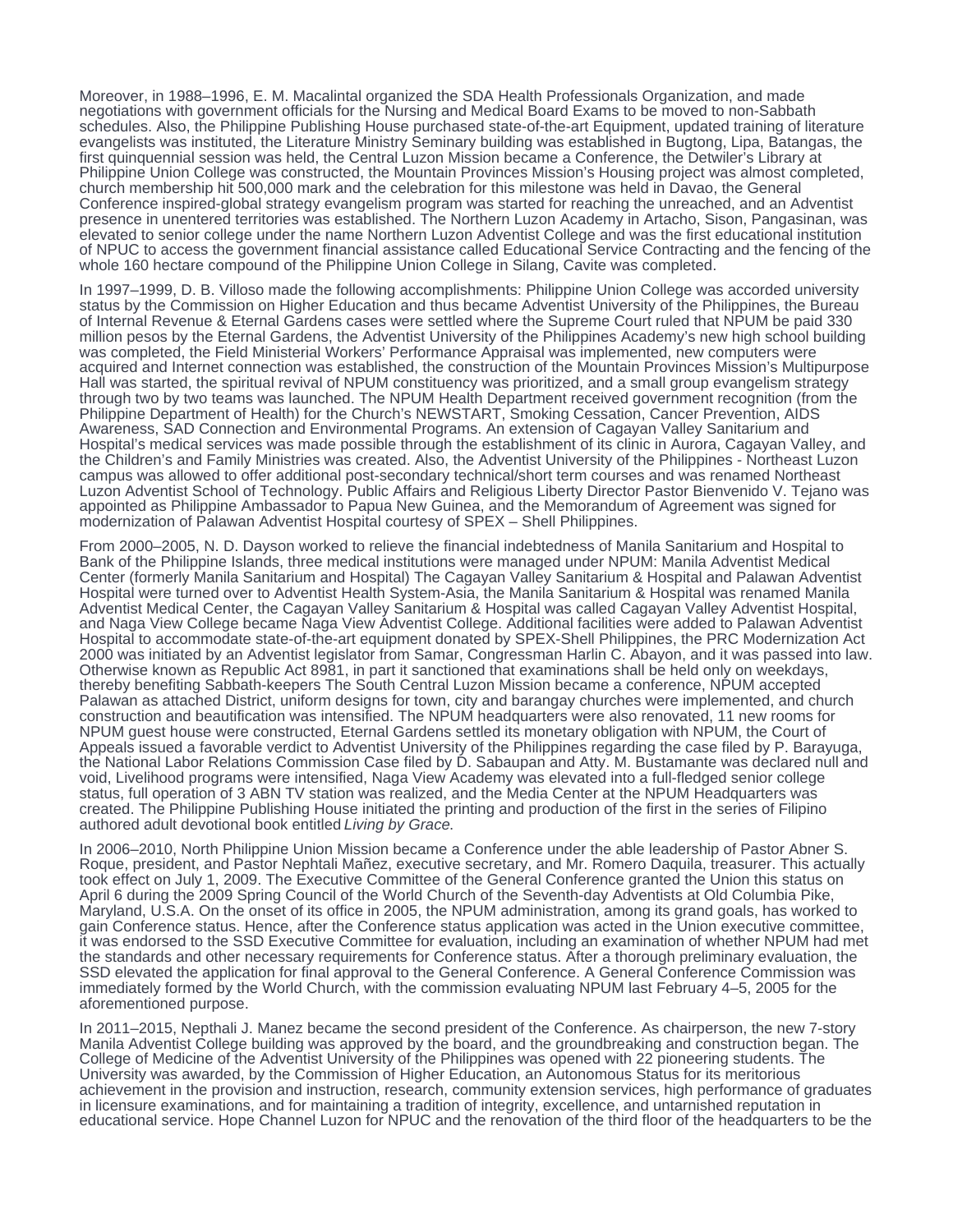Moreover, in 1988–1996, E. M. Macalintal organized the SDA Health Professionals Organization, and made negotiations with government officials for the Nursing and Medical Board Exams to be moved to non-Sabbath schedules. Also, the Philippine Publishing House purchased state-of-the-art Equipment, updated training of literature evangelists was instituted, the Literature Ministry Seminary building was established in Bugtong, Lipa, Batangas, the first quinquennial session was held, the Central Luzon Mission became a Conference, the Detwiler's Library at Philippine Union College was constructed, the Mountain Provinces Mission's Housing project was almost completed, church membership hit 500,000 mark and the celebration for this milestone was held in Davao, the General Conference inspired-global strategy evangelism program was started for reaching the unreached, and an Adventist presence in unentered territories was established. The Northern Luzon Academy in Artacho, Sison, Pangasinan, was elevated to senior college under the name Northern Luzon Adventist College and was the first educational institution of NPUC to access the government financial assistance called Educational Service Contracting and the fencing of the whole 160 hectare compound of the Philippine Union College in Silang, Cavite was completed.

In 1997–1999, D. B. Villoso made the following accomplishments: Philippine Union College was accorded university status by the Commission on Higher Education and thus became Adventist University of the Philippines, the Bureau of Internal Revenue & Eternal Gardens cases were settled where the Supreme Court ruled that NPUM be paid 330 million pesos by the Eternal Gardens, the Adventist University of the Philippines Academy's new high school building was completed, the Field Ministerial Workers' Performance Appraisal was implemented, new computers were acquired and Internet connection was established, the construction of the Mountain Provinces Mission's Multipurpose Hall was started, the spiritual revival of NPUM constituency was prioritized, and a small group evangelism strategy through two by two teams was launched. The NPUM Health Department received government recognition (from the Philippine Department of Health) for the Church's NEWSTART, Smoking Cessation, Cancer Prevention, AIDS Awareness, SAD Connection and Environmental Programs. An extension of Cagayan Valley Sanitarium and Hospital's medical services was made possible through the establishment of its clinic in Aurora, Cagayan Valley, and the Children's and Family Ministries was created. Also, the Adventist University of the Philippines - Northeast Luzon campus was allowed to offer additional post-secondary technical/short term courses and was renamed Northeast Luzon Adventist School of Technology. Public Affairs and Religious Liberty Director Pastor Bienvenido V. Tejano was appointed as Philippine Ambassador to Papua New Guinea, and the Memorandum of Agreement was signed for modernization of Palawan Adventist Hospital courtesy of SPEX – Shell Philippines.

From 2000–2005, N. D. Dayson worked to relieve the financial indebtedness of Manila Sanitarium and Hospital to Bank of the Philippine Islands, three medical institutions were managed under NPUM: Manila Adventist Medical Center (formerly Manila Sanitarium and Hospital) The Cagayan Valley Sanitarium & Hospital and Palawan Adventist Hospital were turned over to Adventist Health System-Asia, the Manila Sanitarium & Hospital was renamed Manila Adventist Medical Center, the Cagayan Valley Sanitarium & Hospital was called Cagayan Valley Adventist Hospital, and Naga View College became Naga View Adventist College. Additional facilities were added to Palawan Adventist Hospital to accommodate state-of-the-art equipment donated by SPEX-Shell Philippines, the PRC Modernization Act 2000 was initiated by an Adventist legislator from Samar, Congressman Harlin C. Abayon, and it was passed into law. Otherwise known as Republic Act 8981, in part it sanctioned that examinations shall be held only on weekdays, thereby benefiting Sabbath-keepers The South Central Luzon Mission became a conference, NPUM accepted Palawan as attached District, uniform designs for town, city and barangay churches were implemented, and church construction and beautification was intensified. The NPUM headquarters were also renovated, 11 new rooms for NPUM guest house were constructed, Eternal Gardens settled its monetary obligation with NPUM, the Court of Appeals issued a favorable verdict to Adventist University of the Philippines regarding the case filed by P. Barayuga, the National Labor Relations Commission Case filed by D. Sabaupan and Atty. M. Bustamante was declared null and void, Livelihood programs were intensified, Naga View Academy was elevated into a full-fledged senior college status, full operation of 3 ABN TV station was realized, and the Media Center at the NPUM Headquarters was created. The Philippine Publishing House initiated the printing and production of the first in the series of Filipino authored adult devotional book entitled *Living by Grace.*

In 2006–2010, North Philippine Union Mission became a Conference under the able leadership of Pastor Abner S. Roque, president, and Pastor Nephtali Mañez, executive secretary, and Mr. Romero Daquila, treasurer. This actually took effect on July 1, 2009. The Executive Committee of the General Conference granted the Union this status on April 6 during the 2009 Spring Council of the World Church of the Seventh-day Adventists at Old Columbia Pike, Maryland, U.S.A. On the onset of its office in 2005, the NPUM administration, among its grand goals, has worked to gain Conference status. Hence, after the Conference status application was acted in the Union executive committee, it was endorsed to the SSD Executive Committee for evaluation, including an examination of whether NPUM had met the standards and other necessary requirements for Conference status. After a thorough preliminary evaluation, the SSD elevated the application for final approval to the General Conference. A General Conference Commission was immediately formed by the World Church, with the commission evaluating NPUM last February 4–5, 2005 for the aforementioned purpose.

In 2011–2015, Nepthali J. Manez became the second president of the Conference. As chairperson, the new 7-story Manila Adventist College building was approved by the board, and the groundbreaking and construction began. The College of Medicine of the Adventist University of the Philippines was opened with 22 pioneering students. The University was awarded, by the Commission of Higher Education, an Autonomous Status for its meritorious achievement in the provision and instruction, research, community extension services, high performance of graduates in licensure examinations, and for maintaining a tradition of integrity, excellence, and untarnished reputation in educational service. Hope Channel Luzon for NPUC and the renovation of the third floor of the headquarters to be the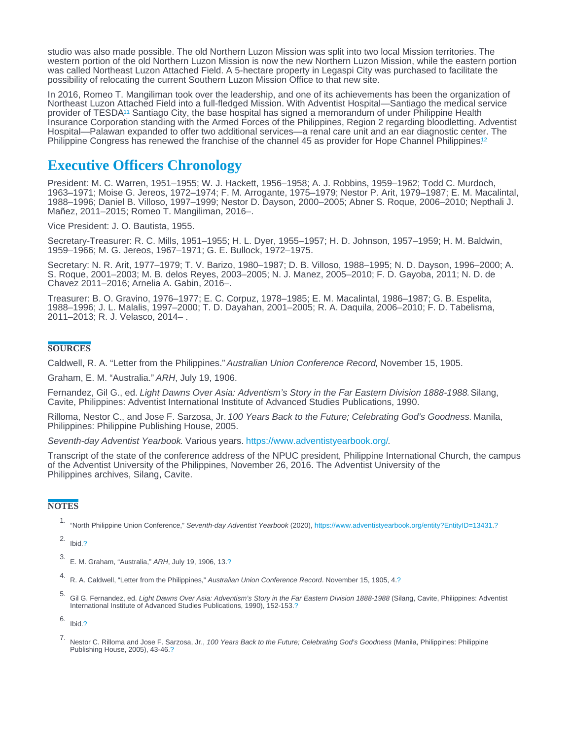studio was also made possible. The old Northern Luzon Mission was split into two local Mission territories. The western portion of the old Northern Luzon Mission is now the new Northern Luzon Mission, while the eastern portion was called Northeast Luzon Attached Field. A 5-hectare property in Legaspi City was purchased to facilitate the possibility of relocating the current Southern Luzon Mission Office to that new site.

In 2016, Romeo T. Mangiliman took over the leadership, and one of its achievements has been the organization of Northeast Luzon Attached Field into a full-fledged Mission. With Adventist Hospital—Santiago the medical service provider of TESDA[11] Santiago City, the base hospital has signed a memorandum of under Philippine Health Insurance Corporation standing with the Armed Forces of the Philippines, Region 2 regarding bloodletting. Adventist Hospital—Palawan expanded to offer two additional services—a renal care unit and an ear diagnostic center. The Philippine Congress has renewed the franchise of the channel 45 as provider for Hope Channel Philippines.[12]

## Executive Officers Chronology

President: M. C. Warren, 1951–1955; W. J. Hackett, 1956–1958; A. J. Robbins, 1959–1962; Todd C. Murdoch, 1963–1971; Moise G. Jereos, 1972–1974; F. M. Arrogante, 1975–1979; Nestor P. Arit, 1979–1987; E. M. Macalintal, 1988–1996; Daniel B. Villoso, 1997–1999; Nestor D. Dayson, 2000–2005; Abner S. Roque, 2006–2010; Nepthali J. Mañez, 2011–2015; Romeo T. Mangiliman, 2016–.

Vice President: J. O. Bautista, 1955.

Secretary-Treasurer: R. C. Mills, 1951–1955; H. L. Dyer, 1955–1957; H. D. Johnson, 1957–1959; H. M. Baldwin, 1959–1966; M. G. Jereos, 1967–1971; G. E. Bullock, 1972–1975.

Secretary: N. R. Arit, 1977–1979; T. V. Barizo, 1980–1987; D. B. Villoso, 1988–1995; N. D. Dayson, 1996–2000; A. S. Roque, 2001–2003; M. B. delos Reyes, 2003–2005; N. J. Manez, 2005–2010; F. D. Gayoba, 2011; N. D. de Chavez 2011–2016; Arnelia A. Gabin, 2016–.

Treasurer: B. O. Gravino, 1976–1977; E. C. Corpuz, 1978–1985; E. M. Macalintal, 1986–1987; G. B. Espelita, 1988–1996; J. L. Malalis, 1997–2000; T. D. Dayahan, 2001–2005; R. A. Daquila, 2006–2010; F. D. Tabelisma, 2011–2013; R. J. Velasco, 2014– .

### SOURCES

Caldwell, R. A. "Letter from the Philippines." *Australian Union Conference Record*, November 15, 1905.

Graham, E. M. "Australia." *ARH*, July 19, 1906.

Fernandez, Gil G., ed. *Light Dawns Over Asia: Adventism's Story in the Far Eastern Division 1888-1988.* Silang, Cavite, Philippines: Adventist International Institute of Advanced Studies Publications, 1990.

Rilloma, Nestor C., and Jose F. Sarzosa, Jr. *100 Years Back to the Future; Celebrating God's Goodness.* Manila, Philippines: Philippine Publishing House, 2005.

*Seventh-day Adventist Yearbook*. Various years. https://www.adventistyearbook.org/.

Transcript of the state of the conference address of the NPUC president, Philippine International Church, the campus of the Adventist University of the Philippines, November 26, 2016. The Adventist University of the Philippines archives, Silang, Cavite.

### NOTES

1. "North Philippine Union Conference," *Seventh-day Adventist Yearbook* (2020), https://www.adventistyearbook.org/entity?EntityID=13431.?
2. Ibid.?
3. E. M. Graham, "Australia," *ARH*, July 19, 1906, 13.?
4. R. A. Caldwell, "Letter from the Philippines," *Australian Union Conference Record*. November 15, 1905, 4.?
5. Gil G. Fernandez, ed. *Light Dawns Over Asia: Adventism's Story in the Far Eastern Division 1888-1988* (Silang, Cavite, Philippines: Adventist International Institute of Advanced Studies Publications, 1990), 152-153.?
6. Ibid.?
7. Nestor C. Rilloma and Jose F. Sarzosa, Jr., *100 Years Back to the Future; Celebrating God's Goodness* (Manila, Philippines: Philippine Publishing House, 2005), 43-46.?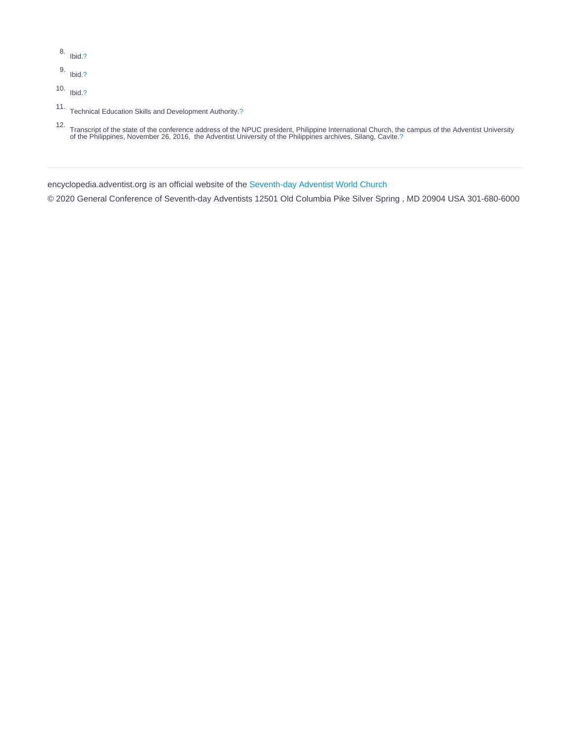8. Ibid.?

9. Ibid.?

10. Ibid.?

11. Technical Education Skills and Development Authority.?

12. Transcript of the state of the conference address of the NPUC president, Philippine International Church, the campus of the Adventist University of the Philippines, November 26, 2016, the Adventist University of the Philippines archives, Silang, Cavite.?

---

encyclopedia.adventist.org is an official website of the Seventh-day Adventist World Church

© 2020 General Conference of Seventh-day Adventists 12501 Old Columbia Pike Silver Spring , MD 20904 USA 301-680-6000